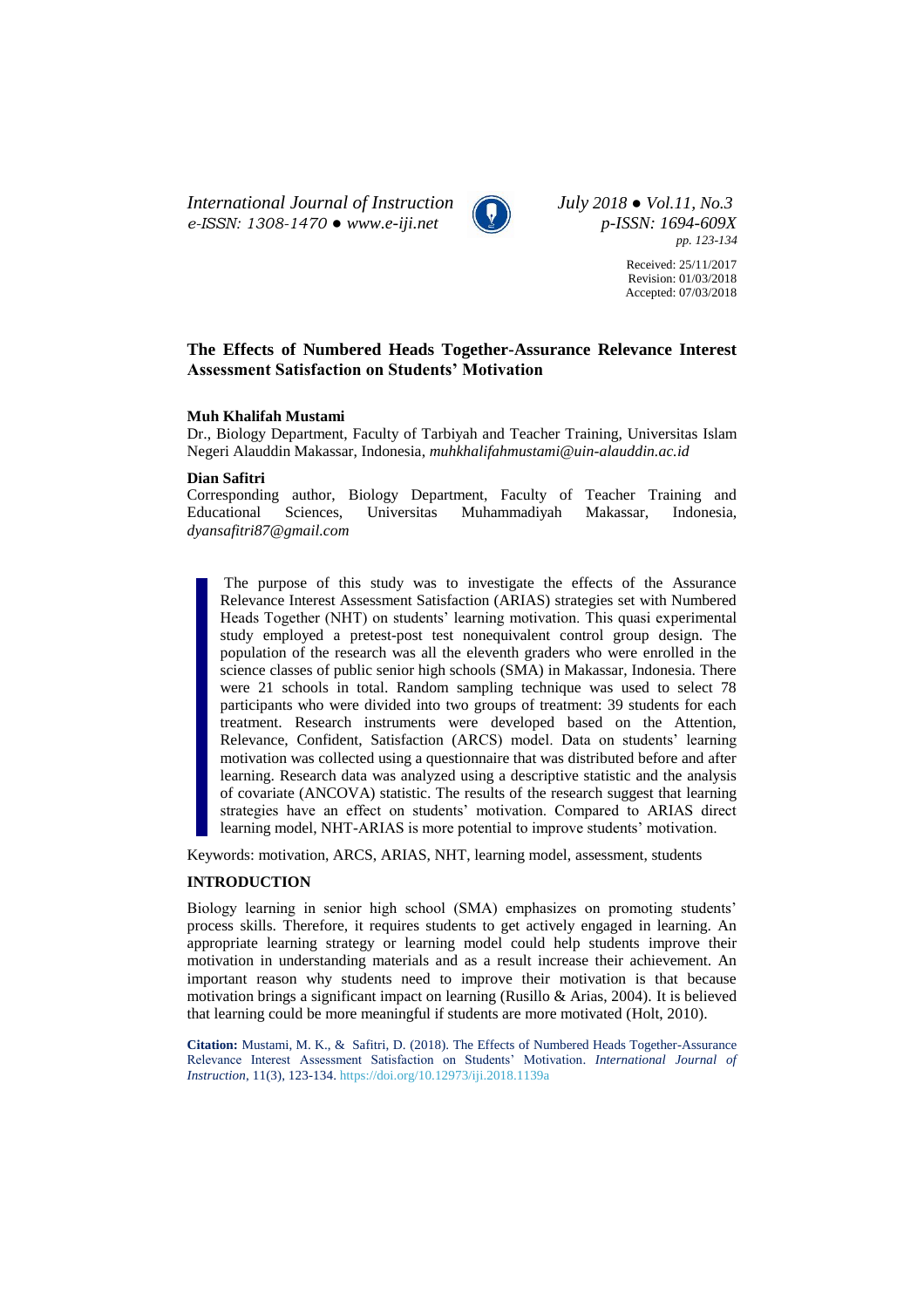# The Effects of Numbered Heads Together-Assurance Relevance Interest Assessment Satisfaction on Students' Motivation

**Muh Khalifah Mustami**

Dr., Biology Department, Faculty of Tarbiyah and Teacher Training, Universitas Islam Negeri Alauddin Makassar, Indonesia, *muhkhalifahmustami@uin-alauddin.ac.id*

**Dian Safitri**

Corresponding author, Biology Department, Faculty of Teacher Training and Educational Sciences, Universitas Muhammadiyah Makassar, Indonesia, *dyansafitri87@gmail.com*

The purpose of this study was to investigate the effects of the Assurance Relevance Interest Assessment Satisfaction (ARIAS) strategies set with Numbered Heads Together (NHT) on students' learning motivation. This quasi experimental study employed a pretest-post test nonequivalent control group design. The population of the research was all the eleventh graders who were enrolled in the science classes of public senior high schools (SMA) in Makassar, Indonesia. There were 21 schools in total. Random sampling technique was used to select 78 participants who were divided into two groups of treatment: 39 students for each treatment. Research instruments were developed based on the Attention, Relevance, Confident, Satisfaction (ARCS) model. Data on students' learning motivation was collected using a questionnaire that was distributed before and after learning. Research data was analyzed using a descriptive statistic and the analysis of covariate (ANCOVA) statistic. The results of the research suggest that learning strategies have an effect on students' motivation. Compared to ARIAS direct learning model, NHT-ARIAS is more potential to improve students' motivation.

Keywords: motivation, ARCS, ARIAS, NHT, learning model, assessment, students

## INTRODUCTION

Biology learning in senior high school (SMA) emphasizes on promoting students' process skills. Therefore, it requires students to get actively engaged in learning. An appropriate learning strategy or learning model could help students improve their motivation in understanding materials and as a result increase their achievement. An important reason why students need to improve their motivation is that because motivation brings a significant impact on learning (Rusillo & Arias, 2004). It is believed that learning could be more meaningful if students are more motivated (Holt, 2010).

**Citation:** Mustami, M. K., & Safitri, D. (2018). The Effects of Numbered Heads Together-Assurance Relevance Interest Assessment Satisfaction on Students' Motivation. *International Journal of Instruction*, 11(3), 123-134. https://doi.org/10.12973/iji.2018.1139a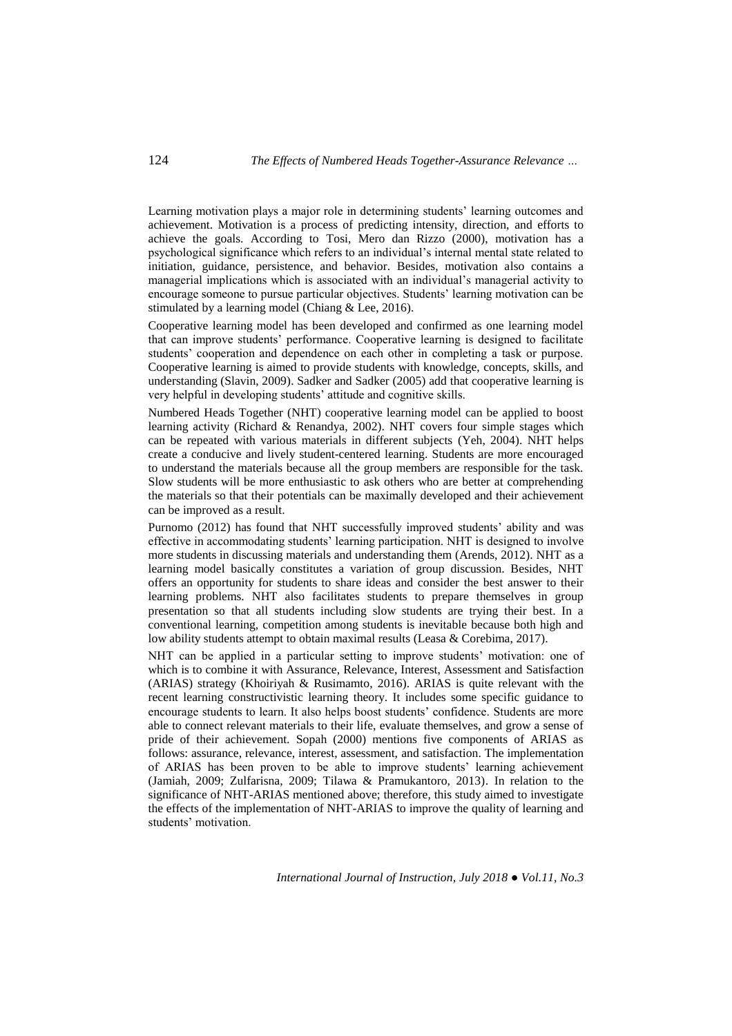Learning motivation plays a major role in determining students' learning outcomes and achievement. Motivation is a process of predicting intensity, direction, and efforts to achieve the goals. According to Tosi, Mero dan Rizzo (2000), motivation has a psychological significance which refers to an individual's internal mental state related to initiation, guidance, persistence, and behavior. Besides, motivation also contains a managerial implications which is associated with an individual's managerial activity to encourage someone to pursue particular objectives. Students' learning motivation can be stimulated by a learning model (Chiang & Lee, 2016).

Cooperative learning model has been developed and confirmed as one learning model that can improve students' performance. Cooperative learning is designed to facilitate students' cooperation and dependence on each other in completing a task or purpose. Cooperative learning is aimed to provide students with knowledge, concepts, skills, and understanding (Slavin, 2009). Sadker and Sadker (2005) add that cooperative learning is very helpful in developing students' attitude and cognitive skills.

Numbered Heads Together (NHT) cooperative learning model can be applied to boost learning activity (Richard & Renandya, 2002). NHT covers four simple stages which can be repeated with various materials in different subjects (Yeh, 2004). NHT helps create a conducive and lively student-centered learning. Students are more encouraged to understand the materials because all the group members are responsible for the task. Slow students will be more enthusiastic to ask others who are better at comprehending the materials so that their potentials can be maximally developed and their achievement can be improved as a result.

Purnomo (2012) has found that NHT successfully improved students' ability and was effective in accommodating students' learning participation. NHT is designed to involve more students in discussing materials and understanding them (Arends, 2012). NHT as a learning model basically constitutes a variation of group discussion. Besides, NHT offers an opportunity for students to share ideas and consider the best answer to their learning problems. NHT also facilitates students to prepare themselves in group presentation so that all students including slow students are trying their best. In a conventional learning, competition among students is inevitable because both high and low ability students attempt to obtain maximal results (Leasa & Corebima, 2017).

NHT can be applied in a particular setting to improve students' motivation: one of which is to combine it with Assurance, Relevance, Interest, Assessment and Satisfaction (ARIAS) strategy (Khoiriyah & Rusimamto, 2016). ARIAS is quite relevant with the recent learning constructivistic learning theory. It includes some specific guidance to encourage students to learn. It also helps boost students' confidence. Students are more able to connect relevant materials to their life, evaluate themselves, and grow a sense of pride of their achievement. Sopah (2000) mentions five components of ARIAS as follows: assurance, relevance, interest, assessment, and satisfaction. The implementation of ARIAS has been proven to be able to improve students' learning achievement (Jamiah, 2009; Zulfarisna, 2009; Tilawa & Pramukantoro, 2013). In relation to the significance of NHT-ARIAS mentioned above; therefore, this study aimed to investigate the effects of the implementation of NHT-ARIAS to improve the quality of learning and students' motivation.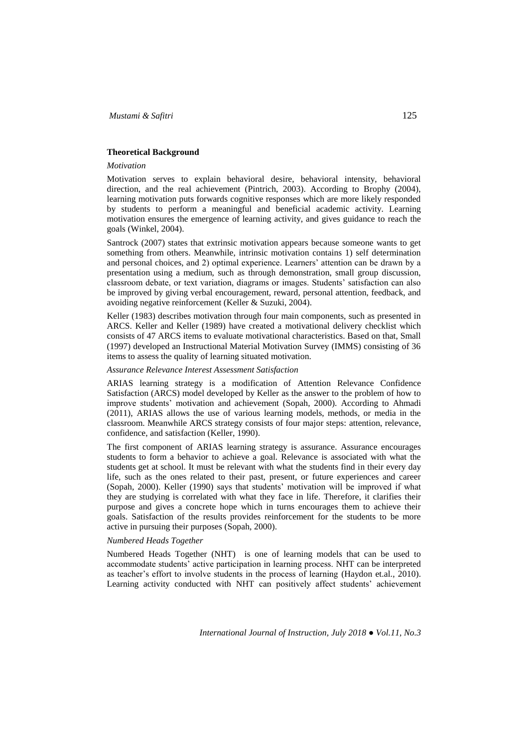## Theoretical Background

### *Motivation*

Motivation serves to explain behavioral desire, behavioral intensity, behavioral direction, and the real achievement (Pintrich, 2003). According to Brophy (2004), learning motivation puts forwards cognitive responses which are more likely responded by students to perform a meaningful and beneficial academic activity. Learning motivation ensures the emergence of learning activity, and gives guidance to reach the goals (Winkel, 2004).

Santrock (2007) states that extrinsic motivation appears because someone wants to get something from others. Meanwhile, intrinsic motivation contains 1) self determination and personal choices, and 2) optimal experience. Learners' attention can be drawn by a presentation using a medium, such as through demonstration, small group discussion, classroom debate, or text variation, diagrams or images. Students' satisfaction can also be improved by giving verbal encouragement, reward, personal attention, feedback, and avoiding negative reinforcement (Keller & Suzuki, 2004).

Keller (1983) describes motivation through four main components, such as presented in ARCS. Keller and Keller (1989) have created a motivational delivery checklist which consists of 47 ARCS items to evaluate motivational characteristics. Based on that, Small (1997) developed an Instructional Material Motivation Survey (IMMS) consisting of 36 items to assess the quality of learning situated motivation.

### *Assurance Relevance Interest Assessment Satisfaction*

ARIAS learning strategy is a modification of Attention Relevance Confidence Satisfaction (ARCS) model developed by Keller as the answer to the problem of how to improve students' motivation and achievement (Sopah, 2000). According to Ahmadi (2011), ARIAS allows the use of various learning models, methods, or media in the classroom. Meanwhile ARCS strategy consists of four major steps: attention, relevance, confidence, and satisfaction (Keller, 1990).

The first component of ARIAS learning strategy is assurance. Assurance encourages students to form a behavior to achieve a goal. Relevance is associated with what the students get at school. It must be relevant with what the students find in their every day life, such as the ones related to their past, present, or future experiences and career (Sopah, 2000). Keller (1990) says that students' motivation will be improved if what they are studying is correlated with what they face in life. Therefore, it clarifies their purpose and gives a concrete hope which in turns encourages them to achieve their goals. Satisfaction of the results provides reinforcement for the students to be more active in pursuing their purposes (Sopah, 2000).

### *Numbered Heads Together*

Numbered Heads Together (NHT) is one of learning models that can be used to accommodate students' active participation in learning process. NHT can be interpreted as teacher's effort to involve students in the process of learning (Haydon et.al., 2010). Learning activity conducted with NHT can positively affect students' achievement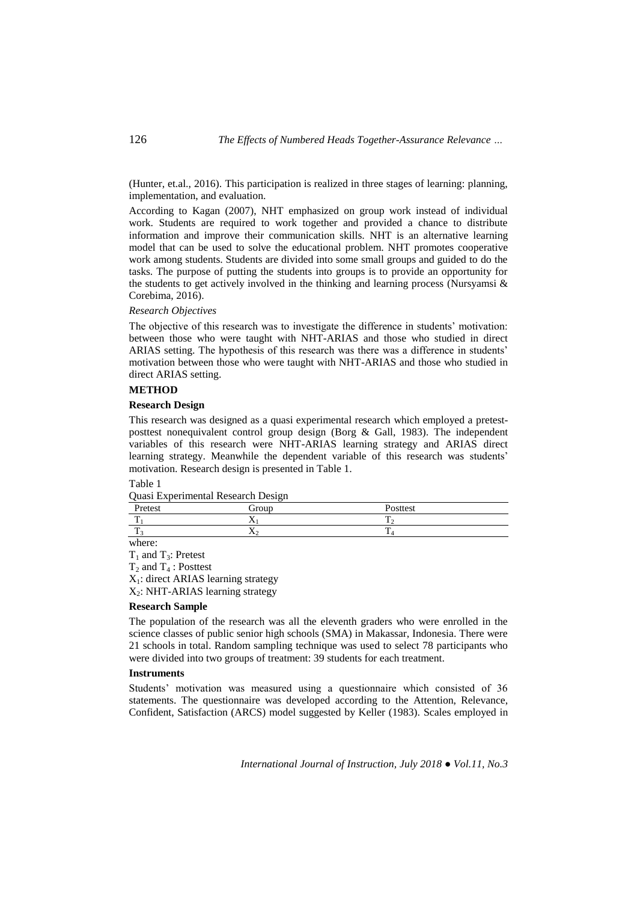(Hunter, et.al., 2016). This participation is realized in three stages of learning: planning, implementation, and evaluation.

According to Kagan (2007), NHT emphasized on group work instead of individual work. Students are required to work together and provided a chance to distribute information and improve their communication skills. NHT is an alternative learning model that can be used to solve the educational problem. NHT promotes cooperative work among students. Students are divided into some small groups and guided to do the tasks. The purpose of putting the students into groups is to provide an opportunity for the students to get actively involved in the thinking and learning process (Nursyamsi & Corebima, 2016).

*Research Objectives*

The objective of this research was to investigate the difference in students' motivation: between those who were taught with NHT-ARIAS and those who studied in direct ARIAS setting. The hypothesis of this research was there was a difference in students' motivation between those who were taught with NHT-ARIAS and those who studied in direct ARIAS setting.

## METHOD

### Research Design

This research was designed as a quasi experimental research which employed a pretest-posttest nonequivalent control group design (Borg & Gall, 1983). The independent variables of this research were NHT-ARIAS learning strategy and ARIAS direct learning strategy. Meanwhile the dependent variable of this research was students' motivation. Research design is presented in Table 1.

Table 1

Quasi Experimental Research Design

| Pretest | Group | Posttest |
|---|---|---|
| $T_1$ | $X_1$ | $T_2$ |
| $T_3$ | $X_2$ | $T_4$ |

where:

$T_1$ and $T_3$: Pretest

$T_2$ and $T_4$ : Posttest

$X_1$: direct ARIAS learning strategy

$X_2$: NHT-ARIAS learning strategy

### Research Sample

The population of the research was all the eleventh graders who were enrolled in the science classes of public senior high schools (SMA) in Makassar, Indonesia. There were 21 schools in total. Random sampling technique was used to select 78 participants who were divided into two groups of treatment: 39 students for each treatment.

### Instruments

Students' motivation was measured using a questionnaire which consisted of 36 statements. The questionnaire was developed according to the Attention, Relevance, Confident, Satisfaction (ARCS) model suggested by Keller (1983). Scales employed in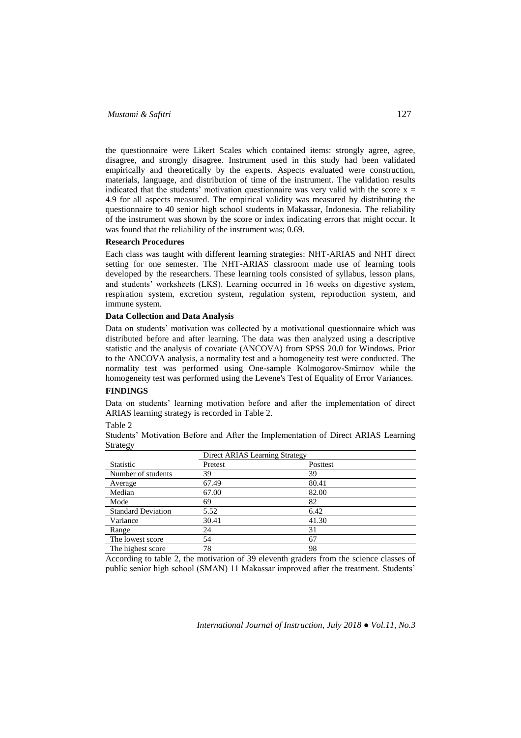the questionnaire were Likert Scales which contained items: strongly agree, agree, disagree, and strongly disagree. Instrument used in this study had been validated empirically and theoretically by the experts. Aspects evaluated were construction, materials, language, and distribution of time of the instrument. The validation results indicated that the students' motivation questionnaire was very valid with the score $x = 4.9$ for all aspects measured. The empirical validity was measured by distributing the questionnaire to 40 senior high school students in Makassar, Indonesia. The reliability of the instrument was shown by the score or index indicating errors that might occur. It was found that the reliability of the instrument was; 0.69.

### Research Procedures

Each class was taught with different learning strategies: NHT-ARIAS and NHT direct setting for one semester. The NHT-ARIAS classroom made use of learning tools developed by the researchers. These learning tools consisted of syllabus, lesson plans, and students' worksheets (LKS). Learning occurred in 16 weeks on digestive system, respiration system, excretion system, regulation system, reproduction system, and immune system.

### Data Collection and Data Analysis

Data on students' motivation was collected by a motivational questionnaire which was distributed before and after learning. The data was then analyzed using a descriptive statistic and the analysis of covariate (ANCOVA) from SPSS 20.0 for Windows. Prior to the ANCOVA analysis, a normality test and a homogeneity test were conducted. The normality test was performed using One-sample Kolmogorov-Smirnov while the homogeneity test was performed using the Levene's Test of Equality of Error Variances.

## FINDINGS

Data on students' learning motivation before and after the implementation of direct ARIAS learning strategy is recorded in Table 2.

Table 2

Students' Motivation Before and After the Implementation of Direct ARIAS Learning Strategy

| Statistic | Direct ARIAS Learning Strategy | |
|---|---|---|
| | Pretest | Posttest |
| Number of students | 39 | 39 |
| Average | 67.49 | 80.41 |
| Median | 67.00 | 82.00 |
| Mode | 69 | 82 |
| Standard Deviation | 5.52 | 6.42 |
| Variance | 30.41 | 41.30 |
| Range | 24 | 31 |
| The lowest score | 54 | 67 |
| The highest score | 78 | 98 |

According to table 2, the motivation of 39 eleventh graders from the science classes of public senior high school (SMAN) 11 Makassar improved after the treatment. Students'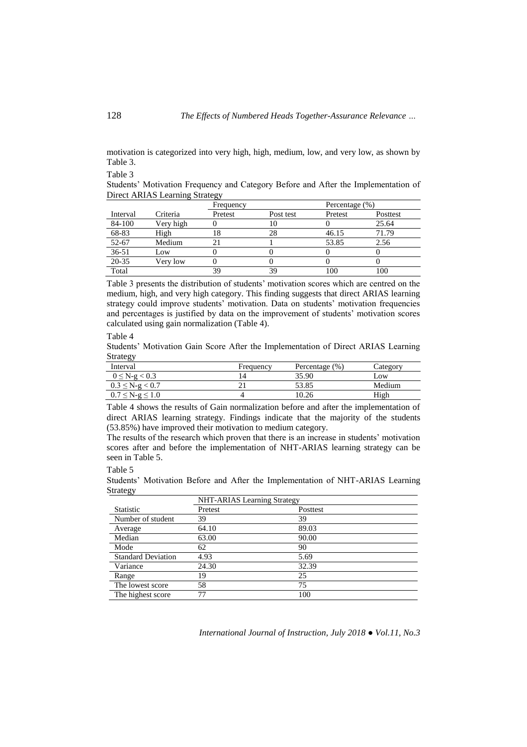motivation is categorized into very high, high, medium, low, and very low, as shown by Table 3.

Table 3

Students' Motivation Frequency and Category Before and After the Implementation of Direct ARIAS Learning Strategy

| | | Frequency | | Percentage (%) | |
|---|---|---|---|---|---|
| Interval | Criteria | Pretest | Post test | Pretest | Posttest |
| 84-100 | Very high | 0 | 10 | 0 | 25.64 |
| 68-83 | High | 18 | 28 | 46.15 | 71.79 |
| 52-67 | Medium | 21 | 1 | 53.85 | 2.56 |
| 36-51 | Low | 0 | 0 | 0 | 0 |
| 20-35 | Very low | 0 | 0 | 0 | 0 |
| Total | | 39 | 39 | 100 | 100 |

Table 3 presents the distribution of students' motivation scores which are centred on the medium, high, and very high category. This finding suggests that direct ARIAS learning strategy could improve students' motivation. Data on students' motivation frequencies and percentages is justified by data on the improvement of students' motivation scores calculated using gain normalization (Table 4).

Table 4

Students' Motivation Gain Score After the Implementation of Direct ARIAS Learning Strategy

| Interval | Frequency | Percentage (%) | Category |
|---|---|---|---|
| $0 \leq$ N-g $< 0.3$ | 14 | 35.90 | Low |
| $0.3 \leq$ N-g $< 0.7$ | 21 | 53.85 | Medium |
| $0.7 \leq$ N-g $\leq 1.0$ | 4 | 10.26 | High |

Table 4 shows the results of Gain normalization before and after the implementation of direct ARIAS learning strategy. Findings indicate that the majority of the students (53.85%) have improved their motivation to medium category.

The results of the research which proven that there is an increase in students' motivation scores after and before the implementation of NHT-ARIAS learning strategy can be seen in Table 5.

Table 5

Students' Motivation Before and After the Implementation of NHT-ARIAS Learning Strategy

| | NHT-ARIAS Learning Strategy | |
|---|---|---|
| Statistic | Pretest | Posttest |
| Number of student | 39 | 39 |
| Average | 64.10 | 89.03 |
| Median | 63.00 | 90.00 |
| Mode | 62 | 90 |
| Standard Deviation | 4.93 | 5.69 |
| Variance | 24.30 | 32.39 |
| Range | 19 | 25 |
| The lowest score | 58 | 75 |
| The highest score | 77 | 100 |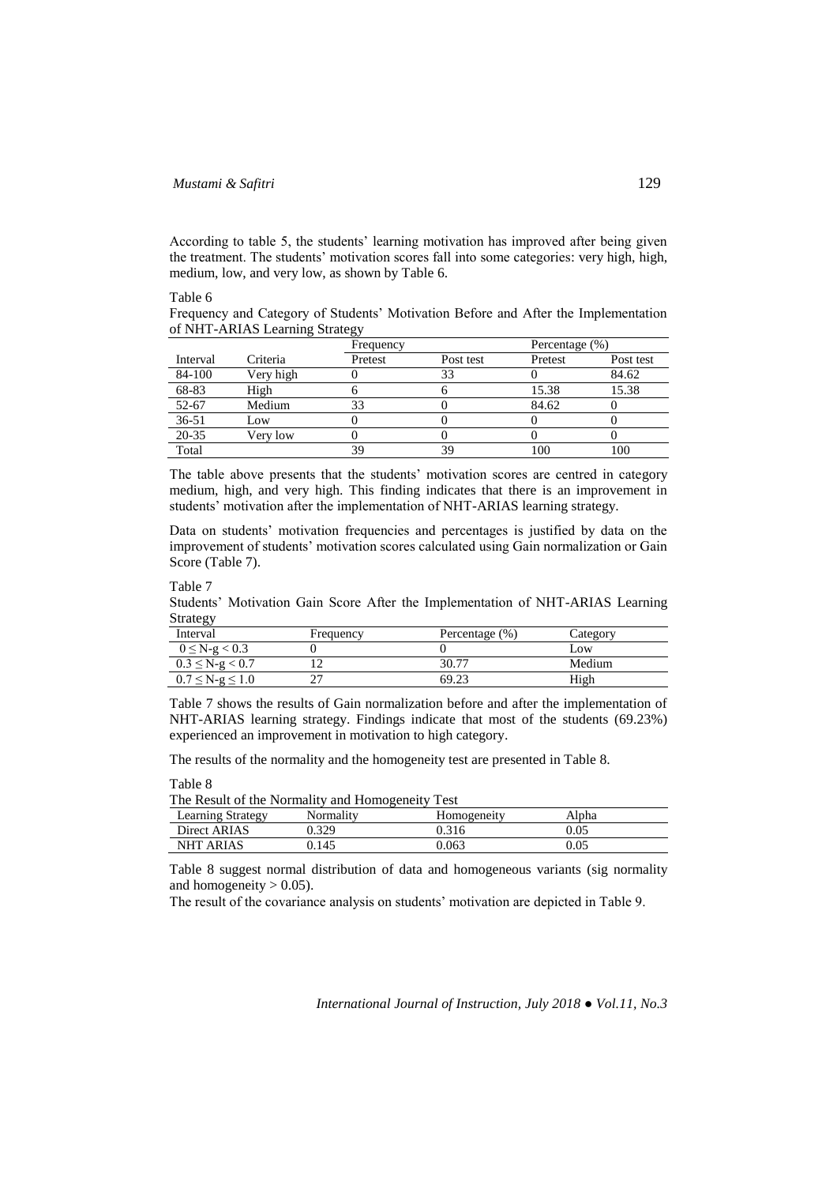According to table 5, the students' learning motivation has improved after being given the treatment. The students' motivation scores fall into some categories: very high, high, medium, low, and very low, as shown by Table 6.

Table 6
Frequency and Category of Students' Motivation Before and After the Implementation of NHT-ARIAS Learning Strategy

| | | Frequency | | Percentage (%) | |
|---|---|---|---|---|---|
| Interval | Criteria | Pretest | Post test | Pretest | Post test |
| 84-100 | Very high | 0 | 33 | 0 | 84.62 |
| 68-83 | High | 6 | 6 | 15.38 | 15.38 |
| 52-67 | Medium | 33 | 0 | 84.62 | 0 |
| 36-51 | Low | 0 | 0 | 0 | 0 |
| 20-35 | Very low | 0 | 0 | 0 | 0 |
| Total | | 39 | 39 | 100 | 100 |

The table above presents that the students' motivation scores are centred in category medium, high, and very high. This finding indicates that there is an improvement in students' motivation after the implementation of NHT-ARIAS learning strategy.

Data on students' motivation frequencies and percentages is justified by data on the improvement of students' motivation scores calculated using Gain normalization or Gain Score (Table 7).

Table 7
Students' Motivation Gain Score After the Implementation of NHT-ARIAS Learning Strategy

| Interval | Frequency | Percentage (%) | Category |
|---|---|---|---|
| $0 \leq$ N-g $< 0.3$ | 0 | 0 | Low |
| $0.3 \leq$ N-g $< 0.7$ | 12 | 30.77 | Medium |
| $0.7 \leq$ N-g $\leq 1.0$ | 27 | 69.23 | High |

Table 7 shows the results of Gain normalization before and after the implementation of NHT-ARIAS learning strategy. Findings indicate that most of the students (69.23%) experienced an improvement in motivation to high category.

The results of the normality and the homogeneity test are presented in Table 8.

Table 8
The Result of the Normality and Homogeneity Test

| Learning Strategy | Normality | Homogeneity | Alpha |
|---|---|---|---|
| Direct ARIAS | 0.329 | 0.316 | 0.05 |
| NHT ARIAS | 0.145 | 0.063 | 0.05 |

Table 8 suggest normal distribution of data and homogeneous variants (sig normality and homogeneity $> 0.05$).

The result of the covariance analysis on students' motivation are depicted in Table 9.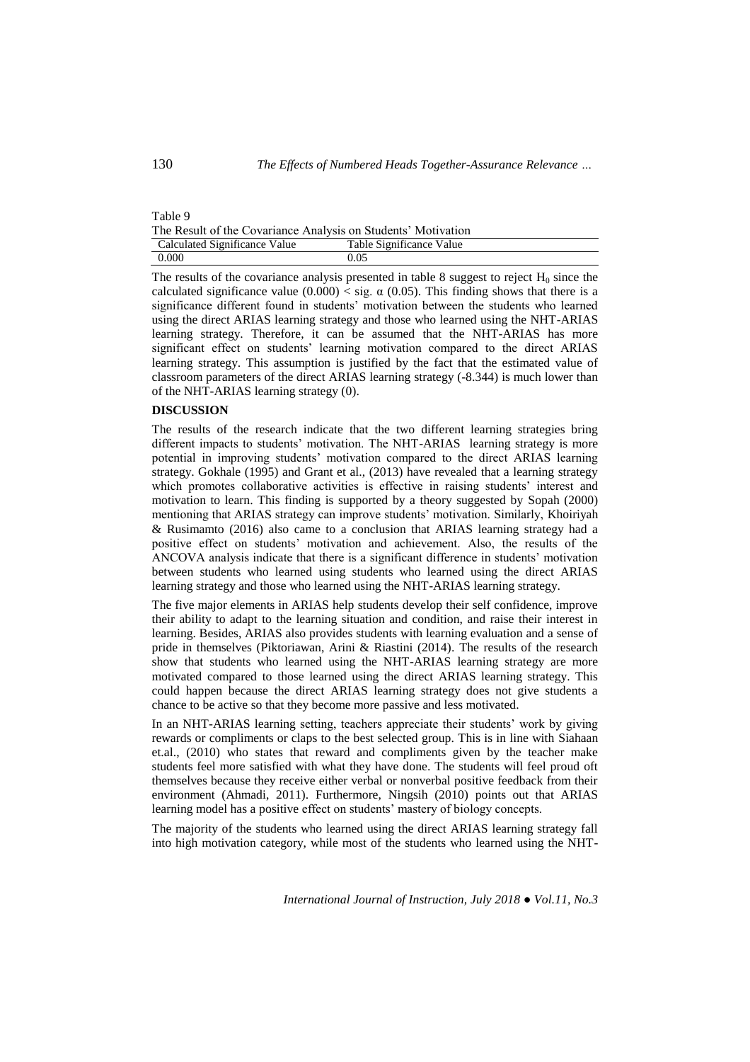Table 9

The Result of the Covariance Analysis on Students' Motivation

| Calculated Significance Value | Table Significance Value |
|---|---|
| 0.000 | 0.05 |

The results of the covariance analysis presented in table 8 suggest to reject $H_0$ since the calculated significance value (0.000) < sig. $\alpha$ (0.05). This finding shows that there is a significance different found in students' motivation between the students who learned using the direct ARIAS learning strategy and those who learned using the NHT-ARIAS learning strategy. Therefore, it can be assumed that the NHT-ARIAS has more significant effect on students' learning motivation compared to the direct ARIAS learning strategy. This assumption is justified by the fact that the estimated value of classroom parameters of the direct ARIAS learning strategy (-8.344) is much lower than of the NHT-ARIAS learning strategy (0).

## DISCUSSION

The results of the research indicate that the two different learning strategies bring different impacts to students' motivation. The NHT-ARIAS learning strategy is more potential in improving students' motivation compared to the direct ARIAS learning strategy. Gokhale (1995) and Grant et al., (2013) have revealed that a learning strategy which promotes collaborative activities is effective in raising students' interest and motivation to learn. This finding is supported by a theory suggested by Sopah (2000) mentioning that ARIAS strategy can improve students' motivation. Similarly, Khoiriyah & Rusimamto (2016) also came to a conclusion that ARIAS learning strategy had a positive effect on students' motivation and achievement. Also, the results of the ANCOVA analysis indicate that there is a significant difference in students' motivation between students who learned using students who learned using the direct ARIAS learning strategy and those who learned using the NHT-ARIAS learning strategy.

The five major elements in ARIAS help students develop their self confidence, improve their ability to adapt to the learning situation and condition, and raise their interest in learning. Besides, ARIAS also provides students with learning evaluation and a sense of pride in themselves (Piktoriawan, Arini & Riastini (2014). The results of the research show that students who learned using the NHT-ARIAS learning strategy are more motivated compared to those learned using the direct ARIAS learning strategy. This could happen because the direct ARIAS learning strategy does not give students a chance to be active so that they become more passive and less motivated.

In an NHT-ARIAS learning setting, teachers appreciate their students' work by giving rewards or compliments or claps to the best selected group. This is in line with Siahaan et.al., (2010) who states that reward and compliments given by the teacher make students feel more satisfied with what they have done. The students will feel proud oft themselves because they receive either verbal or nonverbal positive feedback from their environment (Ahmadi, 2011). Furthermore, Ningsih (2010) points out that ARIAS learning model has a positive effect on students' mastery of biology concepts.

The majority of the students who learned using the direct ARIAS learning strategy fall into high motivation category, while most of the students who learned using the NHT-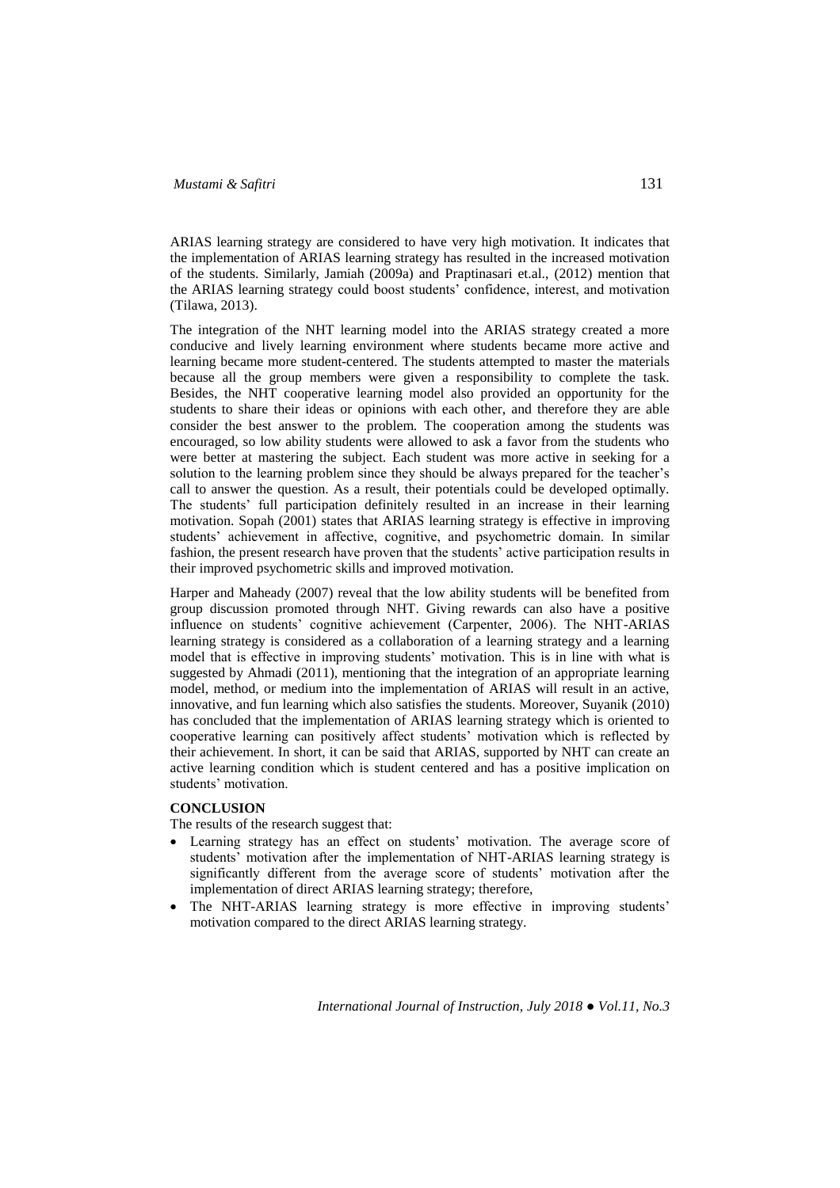ARIAS learning strategy are considered to have very high motivation. It indicates that the implementation of ARIAS learning strategy has resulted in the increased motivation of the students. Similarly, Jamiah (2009a) and Praptinasari et.al., (2012) mention that the ARIAS learning strategy could boost students' confidence, interest, and motivation (Tilawa, 2013).

The integration of the NHT learning model into the ARIAS strategy created a more conducive and lively learning environment where students became more active and learning became more student-centered. The students attempted to master the materials because all the group members were given a responsibility to complete the task. Besides, the NHT cooperative learning model also provided an opportunity for the students to share their ideas or opinions with each other, and therefore they are able consider the best answer to the problem. The cooperation among the students was encouraged, so low ability students were allowed to ask a favor from the students who were better at mastering the subject. Each student was more active in seeking for a solution to the learning problem since they should be always prepared for the teacher's call to answer the question. As a result, their potentials could be developed optimally. The students' full participation definitely resulted in an increase in their learning motivation. Sopah (2001) states that ARIAS learning strategy is effective in improving students' achievement in affective, cognitive, and psychometric domain. In similar fashion, the present research have proven that the students' active participation results in their improved psychometric skills and improved motivation.

Harper and Maheady (2007) reveal that the low ability students will be benefited from group discussion promoted through NHT. Giving rewards can also have a positive influence on students' cognitive achievement (Carpenter, 2006). The NHT-ARIAS learning strategy is considered as a collaboration of a learning strategy and a learning model that is effective in improving students' motivation. This is in line with what is suggested by Ahmadi (2011), mentioning that the integration of an appropriate learning model, method, or medium into the implementation of ARIAS will result in an active, innovative, and fun learning which also satisfies the students. Moreover, Suyanik (2010) has concluded that the implementation of ARIAS learning strategy which is oriented to cooperative learning can positively affect students' motivation which is reflected by their achievement. In short, it can be said that ARIAS, supported by NHT can create an active learning condition which is student centered and has a positive implication on students' motivation.

## CONCLUSION

The results of the research suggest that:

- Learning strategy has an effect on students' motivation. The average score of students' motivation after the implementation of NHT-ARIAS learning strategy is significantly different from the average score of students' motivation after the implementation of direct ARIAS learning strategy; therefore,
- The NHT-ARIAS learning strategy is more effective in improving students' motivation compared to the direct ARIAS learning strategy.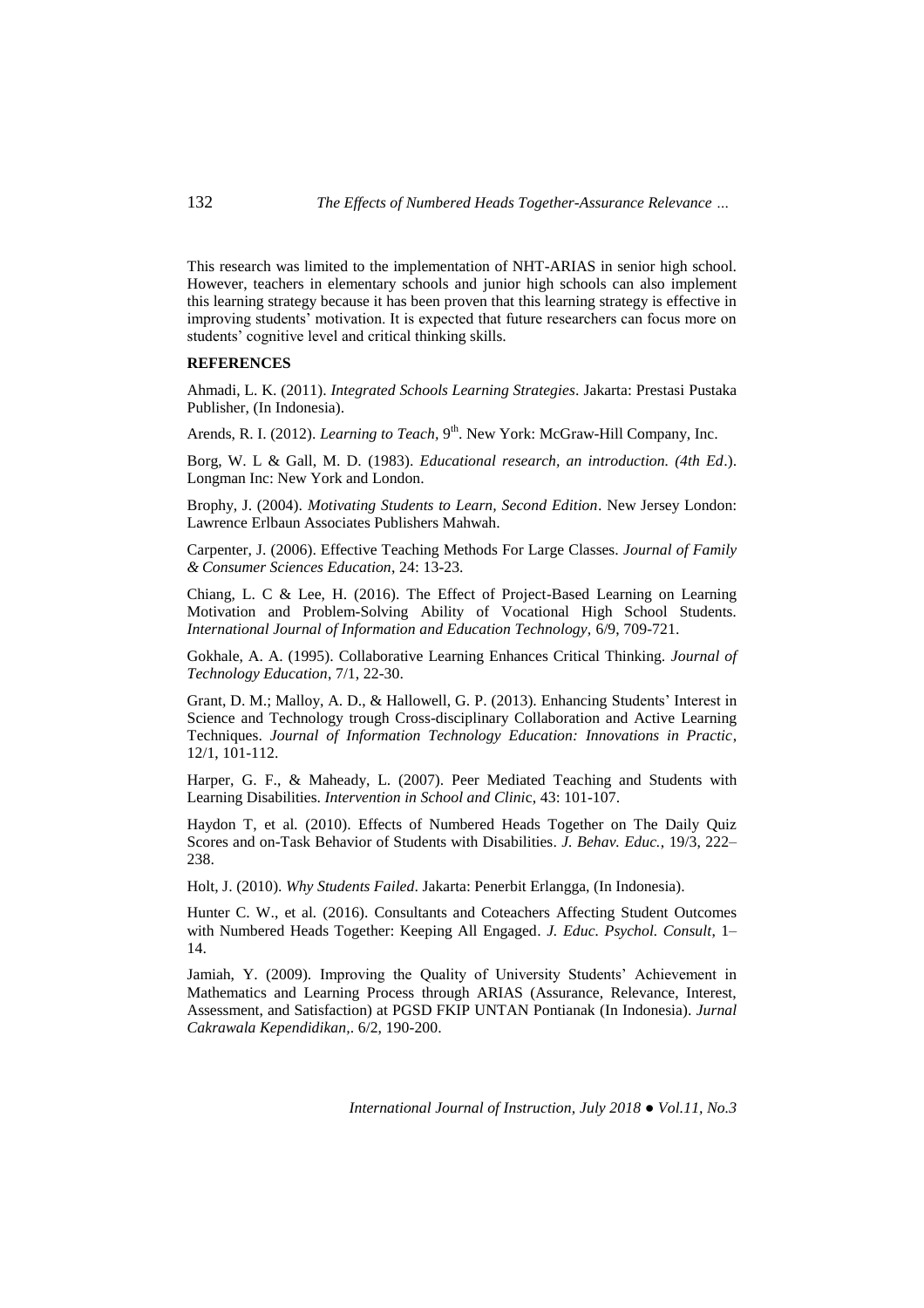This research was limited to the implementation of NHT-ARIAS in senior high school. However, teachers in elementary schools and junior high schools can also implement this learning strategy because it has been proven that this learning strategy is effective in improving students' motivation. It is expected that future researchers can focus more on students' cognitive level and critical thinking skills.

## REFERENCES

Ahmadi, L. K. (2011). *Integrated Schools Learning Strategies*. Jakarta: Prestasi Pustaka Publisher, (In Indonesia).

Arends, R. I. (2012). *Learning to Teach*, 9th. New York: McGraw-Hill Company, Inc.

Borg, W. L & Gall, M. D. (1983). *Educational research, an introduction. (4th Ed*.). Longman Inc: New York and London.

Brophy, J. (2004). *Motivating Students to Learn, Second Edition*. New Jersey London: Lawrence Erlbaun Associates Publishers Mahwah.

Carpenter, J. (2006). Effective Teaching Methods For Large Classes. *Journal of Family & Consumer Sciences Education*, 24: 13-23.

Chiang, L. C & Lee, H. (2016). The Effect of Project-Based Learning on Learning Motivation and Problem-Solving Ability of Vocational High School Students. *International Journal of Information and Education Technology*, 6/9, 709-721.

Gokhale, A. A. (1995). Collaborative Learning Enhances Critical Thinking. *Journal of Technology Education*, 7/1, 22-30.

Grant, D. M.; Malloy, A. D., & Hallowell, G. P. (2013). Enhancing Students' Interest in Science and Technology trough Cross-disciplinary Collaboration and Active Learning Techniques. *Journal of Information Technology Education: Innovations in Practic*, 12/1, 101-112.

Harper, G. F., & Maheady, L. (2007). Peer Mediated Teaching and Students with Learning Disabilities. *Intervention in School and Clinic*, 43: 101-107.

Haydon T, et al. (2010). Effects of Numbered Heads Together on The Daily Quiz Scores and on-Task Behavior of Students with Disabilities. *J. Behav. Educ.*, 19/3, 222–238.

Holt, J. (2010). *Why Students Failed*. Jakarta: Penerbit Erlangga, (In Indonesia).

Hunter C. W., et al. (2016). Consultants and Coteachers Affecting Student Outcomes with Numbered Heads Together: Keeping All Engaged. *J. Educ. Psychol. Consult*, 1–14.

Jamiah, Y. (2009). Improving the Quality of University Students' Achievement in Mathematics and Learning Process through ARIAS (Assurance, Relevance, Interest, Assessment, and Satisfaction) at PGSD FKIP UNTAN Pontianak (In Indonesia). *Jurnal Cakrawala Kependidikan,*. 6/2, 190-200.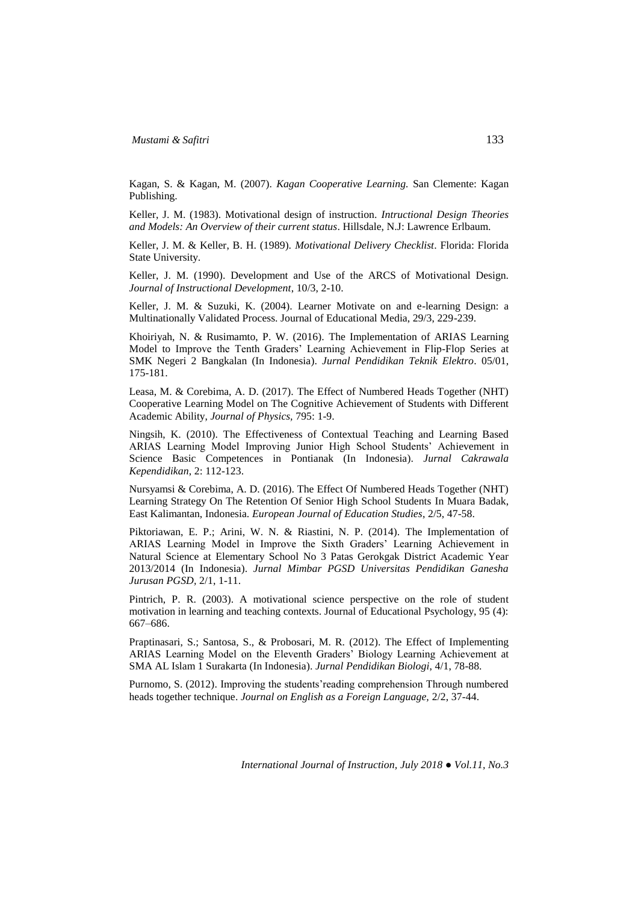Kagan, S. & Kagan, M. (2007). *Kagan Cooperative Learning*. San Clemente: Kagan Publishing.

Keller, J. M. (1983). Motivational design of instruction. *Intructional Design Theories and Models: An Overview of their current status*. Hillsdale, N.J: Lawrence Erlbaum.

Keller, J. M. & Keller, B. H. (1989). *Motivational Delivery Checklist*. Florida: Florida State University.

Keller, J. M. (1990). Development and Use of the ARCS of Motivational Design. *Journal of Instructional Development*, 10/3, 2-10.

Keller, J. M. & Suzuki, K. (2004). Learner Motivate on and e-learning Design: a Multinationally Validated Process. Journal of Educational Media, 29/3, 229-239.

Khoiriyah, N. & Rusimamto, P. W. (2016). The Implementation of ARIAS Learning Model to Improve the Tenth Graders' Learning Achievement in Flip-Flop Series at SMK Negeri 2 Bangkalan (In Indonesia). *Jurnal Pendidikan Teknik Elektro*. 05/01, 175-181.

Leasa, M. & Corebima, A. D. (2017). The Effect of Numbered Heads Together (NHT) Cooperative Learning Model on The Cognitive Achievement of Students with Different Academic Ability, *Journal of Physics*, 795: 1-9.

Ningsih, K. (2010). The Effectiveness of Contextual Teaching and Learning Based ARIAS Learning Model Improving Junior High School Students' Achievement in Science Basic Competences in Pontianak (In Indonesia). *Jurnal Cakrawala Kependidikan*, 2: 112-123.

Nursyamsi & Corebima, A. D. (2016). The Effect Of Numbered Heads Together (NHT) Learning Strategy On The Retention Of Senior High School Students In Muara Badak, East Kalimantan, Indonesia. *European Journal of Education Studies*, 2/5, 47-58.

Piktoriawan, E. P.; Arini, W. N. & Riastini, N. P. (2014). The Implementation of ARIAS Learning Model in Improve the Sixth Graders' Learning Achievement in Natural Science at Elementary School No 3 Patas Gerokgak District Academic Year 2013/2014 (In Indonesia). *Jurnal Mimbar PGSD Universitas Pendidikan Ganesha Jurusan PGSD*, 2/1, 1-11.

Pintrich, P. R. (2003). A motivational science perspective on the role of student motivation in learning and teaching contexts. Journal of Educational Psychology, 95 (4): 667–686.

Praptinasari, S.; Santosa, S., & Probosari, M. R. (2012). The Effect of Implementing ARIAS Learning Model on the Eleventh Graders' Biology Learning Achievement at SMA AL Islam 1 Surakarta (In Indonesia). *Jurnal Pendidikan Biologi*, 4/1, 78-88.

Purnomo, S. (2012). Improving the students'reading comprehension Through numbered heads together technique. *Journal on English as a Foreign Language*, 2/2, 37-44.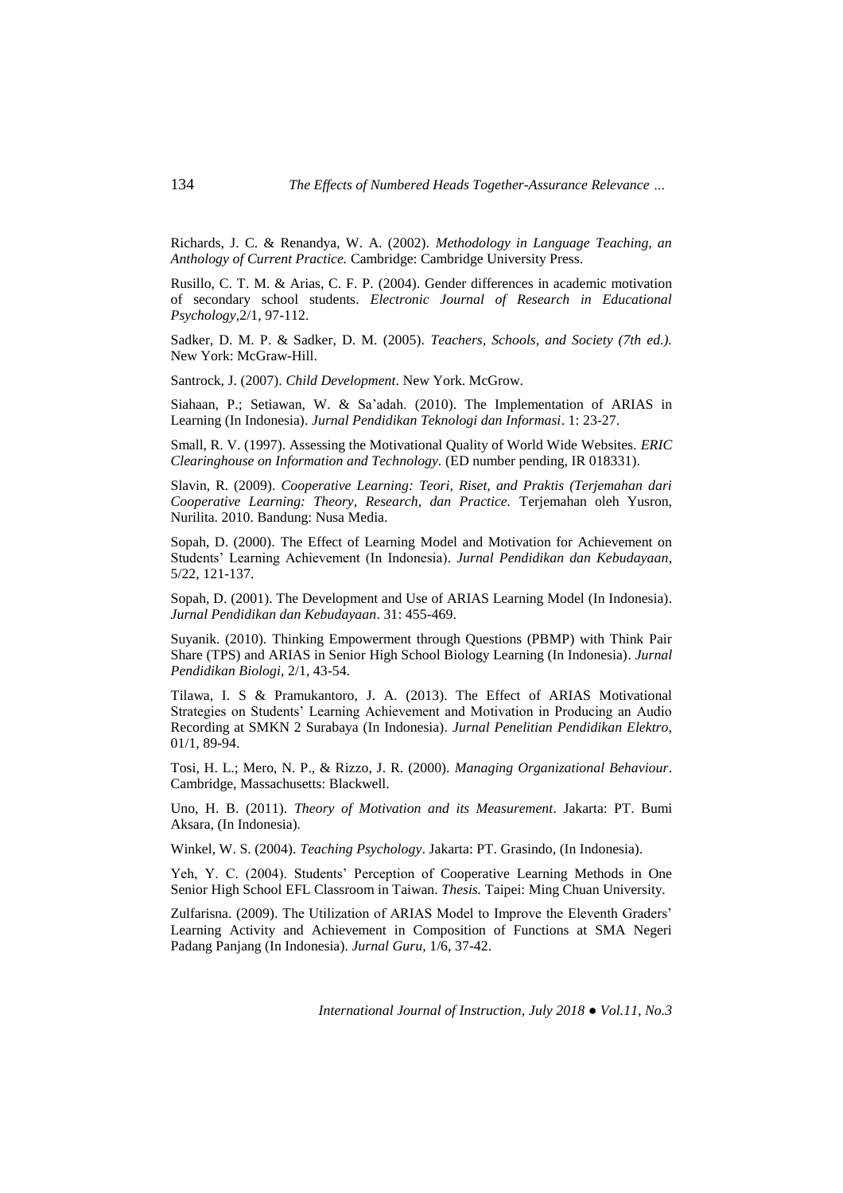Richards, J. C. & Renandya, W. A. (2002). *Methodology in Language Teaching, an Anthology of Current Practice.* Cambridge: Cambridge University Press.

Rusillo, C. T. M. & Arias, C. F. P. (2004). Gender differences in academic motivation of secondary school students. *Electronic Journal of Research in Educational Psychology*,2/1, 97-112.

Sadker, D. M. P. & Sadker, D. M. (2005). *Teachers, Schools, and Society (7th ed.).* New York: McGraw-Hill.

Santrock, J. (2007). *Child Development*. New York. McGrow.

Siahaan, P.; Setiawan, W. & Sa'adah. (2010). The Implementation of ARIAS in Learning (In Indonesia). *Jurnal Pendidikan Teknologi dan Informasi*. 1: 23-27.

Small, R. V. (1997). Assessing the Motivational Quality of World Wide Websites. *ERIC Clearinghouse on Information and Technology.* (ED number pending, IR 018331).

Slavin, R. (2009). *Cooperative Learning: Teori, Riset, and Praktis (Terjemahan dari Cooperative Learning: Theory, Research, dan Practice.* Terjemahan oleh Yusron, Nurilita. 2010. Bandung: Nusa Media.

Sopah, D. (2000). The Effect of Learning Model and Motivation for Achievement on Students' Learning Achievement (In Indonesia). *Jurnal Pendidikan dan Kebudayaan*, 5/22, 121-137.

Sopah, D. (2001). The Development and Use of ARIAS Learning Model (In Indonesia). *Jurnal Pendidikan dan Kebudayaan*. 31: 455-469.

Suyanik. (2010). Thinking Empowerment through Questions (PBMP) with Think Pair Share (TPS) and ARIAS in Senior High School Biology Learning (In Indonesia). *Jurnal Pendidikan Biologi*, 2/1, 43-54.

Tilawa, I. S & Pramukantoro, J. A. (2013). The Effect of ARIAS Motivational Strategies on Students' Learning Achievement and Motivation in Producing an Audio Recording at SMKN 2 Surabaya (In Indonesia). *Jurnal Penelitian Pendidikan Elektro,* 01/1, 89-94.

Tosi, H. L.; Mero, N. P., & Rizzo, J. R. (2000). *Managing Organizational Behaviour*. Cambridge, Massachusetts: Blackwell.

Uno, H. B. (2011). *Theory of Motivation and its Measurement*. Jakarta: PT. Bumi Aksara, (In Indonesia).

Winkel, W. S. (2004). *Teaching Psychology*. Jakarta: PT. Grasindo, (In Indonesia).

Yeh, Y. C. (2004). Students' Perception of Cooperative Learning Methods in One Senior High School EFL Classroom in Taiwan. *Thesis.* Taipei: Ming Chuan University.

Zulfarisna. (2009). The Utilization of ARIAS Model to Improve the Eleventh Graders' Learning Activity and Achievement in Composition of Functions at SMA Negeri Padang Panjang (In Indonesia). *Jurnal Guru,* 1/6, 37-42.